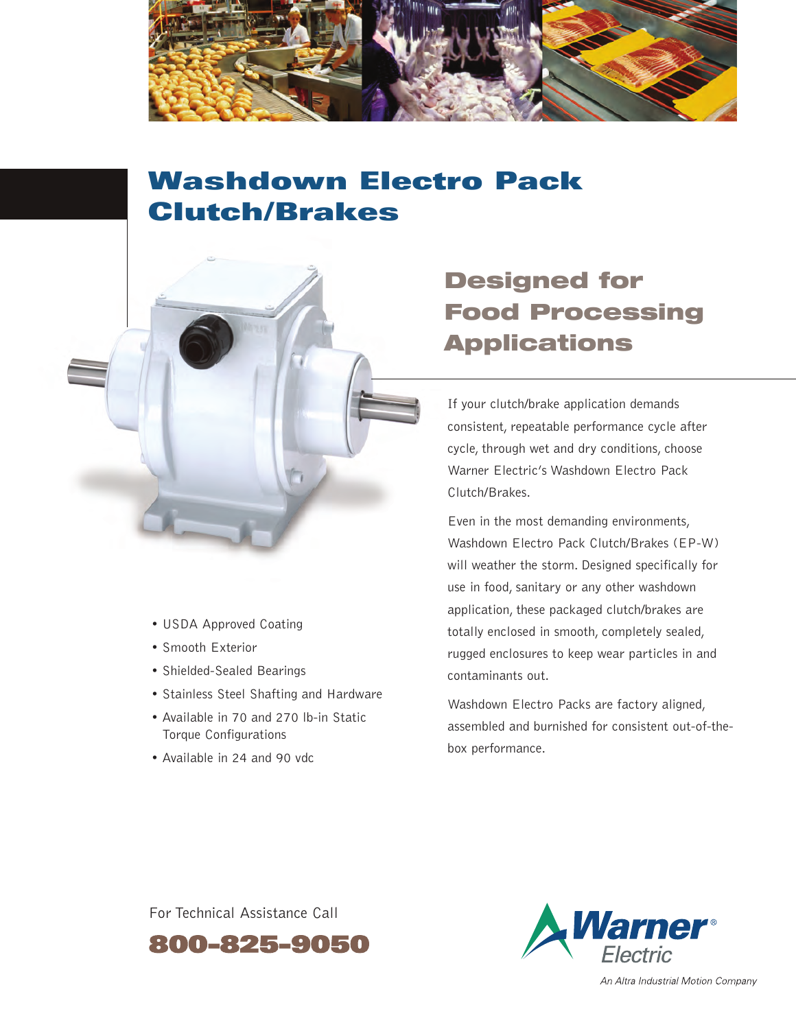# Washdown Electro Pack Clutch/Brakes

## Designed for Food Processing Applications

If your clutch/brake application demands consistent, repeatable performance cycle after cycle, through wet and dry conditions, choose Warner Electric's Washdown Electro Pack Clutch/Brakes.

Even in the most demanding environments, Washdown Electro Pack Clutch/Brakes (EP-W) will weather the storm. Designed specifically for use in food, sanitary or any other washdown application, these packaged clutch/brakes are totally enclosed in smooth, completely sealed, rugged enclosures to keep wear particles in and contaminants out.

Washdown Electro Packs are factory aligned, assembled and burnished for consistent out-of-the-box performance.

- USDA Approved Coating
- Smooth Exterior
- Shielded-Sealed Bearings
- Stainless Steel Shafting and Hardware
- Available in 70 and 270 lb-in Static Torque Configurations
- Available in 24 and 90 vdc

For Technical Assistance Call

**800-825-9050**

Warner Electric

*An Altra Industrial Motion Company*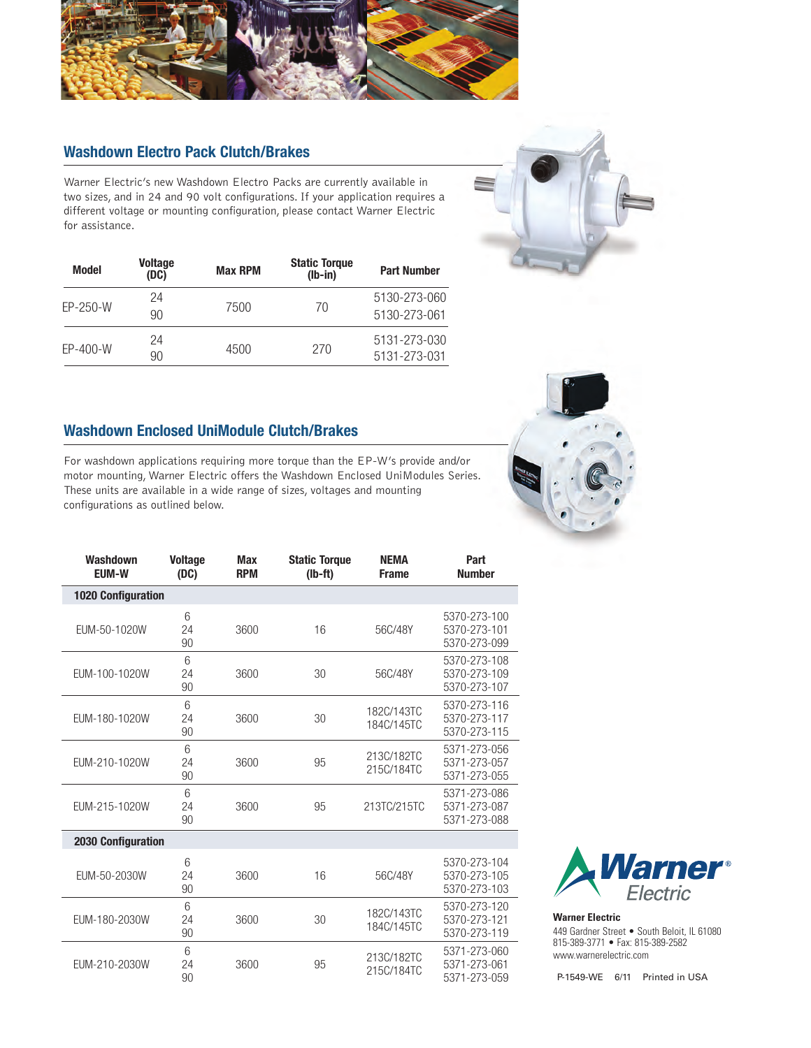## Washdown Electro Pack Clutch/Brakes

Warner Electric's new Washdown Electro Packs are currently available in two sizes, and in 24 and 90 volt configurations. If your application requires a different voltage or mounting configuration, please contact Warner Electric for assistance.

| Model | Voltage (DC) | Max RPM | Static Torque (lb-in) | Part Number |
|---|---|---|---|---|
| EP-250-W | 24<br>90 | 7500 | 70 | 5130-273-060<br>5130-273-061 |
| EP-400-W | 24<br>90 | 4500 | 270 | 5131-273-030<br>5131-273-031 |

## Washdown Enclosed UniModule Clutch/Brakes

For washdown applications requiring more torque than the EP-W's provide and/or motor mounting, Warner Electric offers the Washdown Enclosed UniModules Series. These units are available in a wide range of sizes, voltages and mounting configurations as outlined below.

| Washdown EUM-W | Voltage (DC) | Max RPM | Static Torque (lb-ft) | NEMA Frame | Part Number |
|---|---|---|---|---|---|
| **1020 Configuration** | | | | | |
| EUM-50-1020W | 6<br>24<br>90 | 3600 | 16 | 56C/48Y | 5370-273-100<br>5370-273-101<br>5370-273-099 |
| EUM-100-1020W | 6<br>24<br>90 | 3600 | 30 | 56C/48Y | 5370-273-108<br>5370-273-109<br>5370-273-107 |
| EUM-180-1020W | 6<br>24<br>90 | 3600 | 30 | 182C/143TC<br>184C/145TC | 5370-273-116<br>5370-273-117<br>5370-273-115 |
| EUM-210-1020W | 6<br>24<br>90 | 3600 | 95 | 213C/182TC<br>215C/184TC | 5371-273-056<br>5371-273-057<br>5371-273-055 |
| EUM-215-1020W | 6<br>24<br>90 | 3600 | 95 | 213TC/215TC | 5371-273-086<br>5371-273-087<br>5371-273-088 |
| **2030 Configuration** | | | | | |
| EUM-50-2030W | 6<br>24<br>90 | 3600 | 16 | 56C/48Y | 5370-273-104<br>5370-273-105<br>5370-273-103 |
| EUM-180-2030W | 6<br>24<br>90 | 3600 | 30 | 182C/143TC<br>184C/145TC | 5370-273-120<br>5370-273-121<br>5370-273-119 |
| EUM-210-2030W | 6<br>24<br>90 | 3600 | 95 | 213C/182TC<br>215C/184TC | 5371-273-060<br>5371-273-061<br>5371-273-059 |

Warner Electric

**Warner Electric**
449 Gardner Street • South Beloit, IL 61080
815-389-3771 • Fax: 815-389-2582
www.warnerelectric.com

P-1549-WE 6/11 Printed in USA